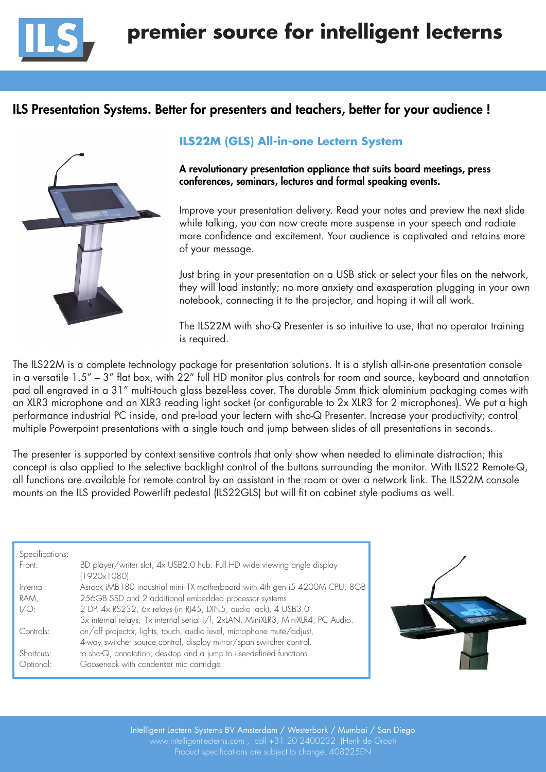# premier source for intelligent lecterns

## ILS Presentation Systems. Better for presenters and teachers, better for your audience !

### ILS22M (GLS) All-in-one Lectern System

**A revolutionary presentation appliance that suits board meetings, press conferences, seminars, lectures and formal speaking events.**

Improve your presentation delivery. Read your notes and preview the next slide while talking, you can now create more suspense in your speech and radiate more confidence and excitement. Your audience is captivated and retains more of your message.

Just bring in your presentation on a USB stick or select your files on the network, they will load instantly; no more anxiety and exasperation plugging in your own notebook, connecting it to the projector, and hoping it will all work.

The ILS22M with sho-Q Presenter is so intuitive to use, that no operator training is required.

The ILS22M is a complete technology package for presentation solutions. It is a stylish all-in-one presentation console in a versatile 1.5" – 3" flat box, with 22" full HD monitor plus controls for room and source, keyboard and annotation pad all engraved in a 31" multi-touch glass bezel-less cover. The durable 5mm thick aluminium packaging comes with an XLR3 microphone and an XLR3 reading light socket (or configurable to 2x XLR3 for 2 microphones). We put a high performance industrial PC inside, and pre-load your lectern with sho-Q Presenter. Increase your productivity; control multiple Powerpoint presentations with a single touch and jump between slides of all presentations in seconds.

The presenter is supported by context sensitive controls that only show when needed to eliminate distraction; this concept is also applied to the selective backlight control of the buttons surrounding the monitor. With ILS22 Remote-Q, all functions are available for remote control by an assistant in the room or over a network link. The ILS22M console mounts on the ILS provided Powerlift pedestal (ILS22GLS) but will fit on cabinet style podiums as well.

| Specifications: | |
|---|---|
| Front: | BD player/writer slot, 4x USB2.0 hub. Full HD wide viewing angle display (1920x1080). |
| Internal: | Asrock iMB180 industrial mini-ITX motherboard with 4th gen i5 4200M CPU, 8GB |
| RAM, | 256GB SSD and 2 additional embedded processor systems. |
| I/O: | 2 DP, 4x RS232, 6x relays (in RJ45, DIN5, audio jack), 4 USB3.0<br>3x internal relays, 1x internal serial i/f, 2xLAN, MiniXLR3, MiniXLR4, PC Audio. |
| Controls: | on/off projector, lights, touch, audio level, microphone mute/adjust,<br>4-way switcher source control, display mirror/span switcher control. |
| Shortcuts: | to sho-Q, annotation, desktop and a jump to user-defined functions. |
| Optional: | Gooseneck with condenser mic cartridge |

Intelligent Lectern Systems BV Amsterdam / Westerbork / Mumbai / San Diego
www.intelligentlecterns.com , call +31 20 2400232 (Henk de Groot)
Product specifications are subject to change. 408225EN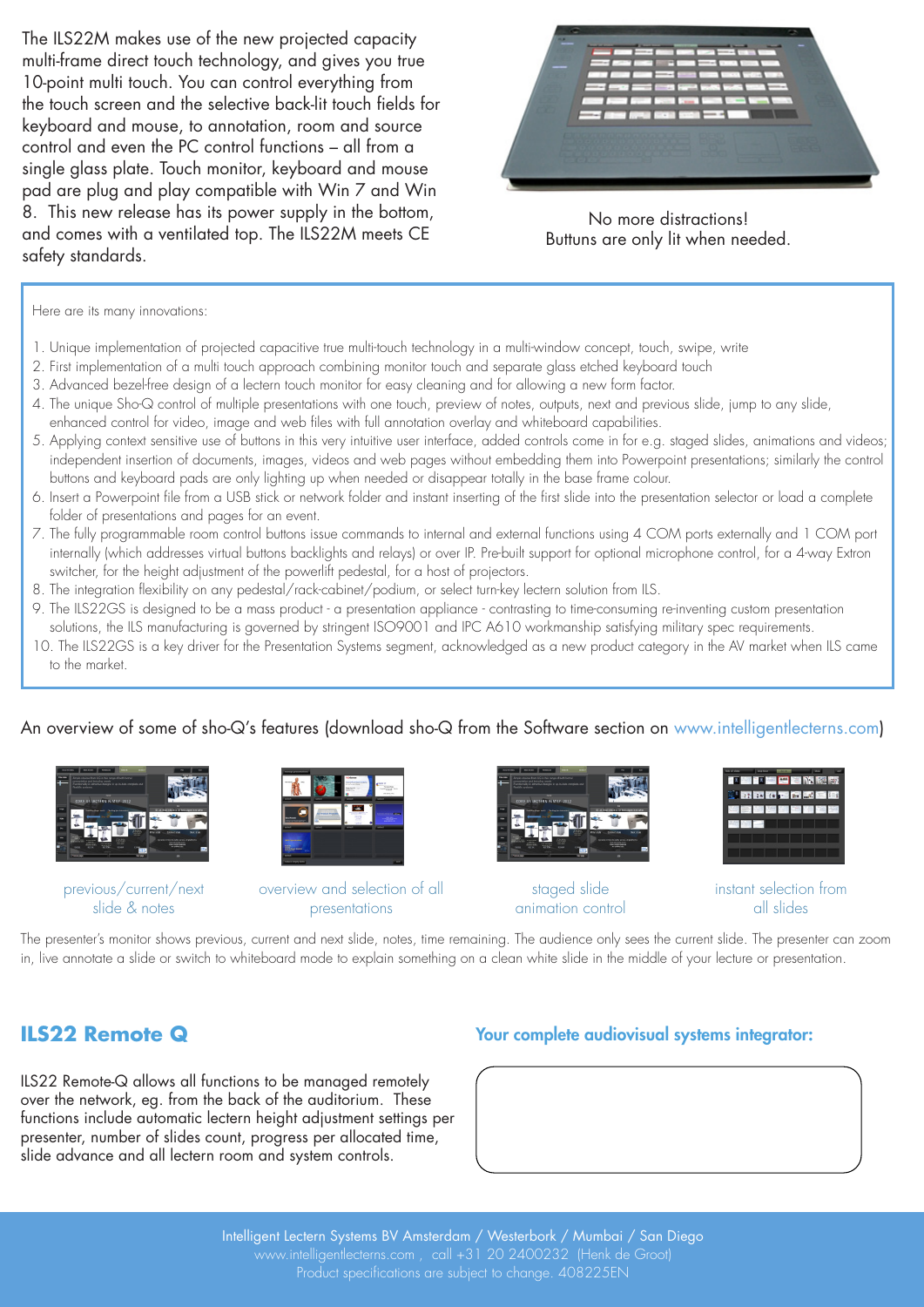The ILS22M makes use of the new projected capacity multi-frame direct touch technology, and gives you true 10-point multi touch. You can control everything from the touch screen and the selective back-lit touch fields for keyboard and mouse, to annotation, room and source control and even the PC control functions – all from a single glass plate. Touch monitor, keyboard and mouse pad are plug and play compatible with Win 7 and Win 8. This new release has its power supply in the bottom, and comes with a ventilated top. The ILS22M meets CE safety standards.

No more distractions!
Buttuns are only lit when needed.

Here are its many innovations:

1. Unique implementation of projected capacitive true multi-touch technology in a multi-window concept, touch, swipe, write
2. First implementation of a multi touch approach combining monitor touch and separate glass etched keyboard touch
3. Advanced bezel-free design of a lectern touch monitor for easy cleaning and for allowing a new form factor.
4. The unique Sho-Q control of multiple presentations with one touch, preview of notes, outputs, next and previous slide, jump to any slide, enhanced control for video, image and web files with full annotation overlay and whiteboard capabilities.
5. Applying context sensitive use of buttons in this very intuitive user interface, added controls come in for e.g. staged slides, animations and videos; independent insertion of documents, images, videos and web pages without embedding them into Powerpoint presentations; similarly the control buttons and keyboard pads are only lighting up when needed or disappear totally in the base frame colour.
6. Insert a Powerpoint file from a USB stick or network folder and instant inserting of the first slide into the presentation selector or load a complete folder of presentations and pages for an event.
7. The fully programmable room control buttons issue commands to internal and external functions using 4 COM ports externally and 1 COM port internally (which addresses virtual buttons backlights and relays) or over IP. Pre-built support for optional microphone control, for a 4-way Extron switcher, for the height adjustment of the powerlift pedestal, for a host of projectors.
8. The integration flexibility on any pedestal/rack-cabinet/podium, or select turn-key lectern solution from ILS.
9. The ILS22GS is designed to be a mass product - a presentation appliance - contrasting to time-consuming re-inventing custom presentation solutions, the ILS manufacturing is governed by stringent ISO9001 and IPC A610 workmanship satisfying military spec requirements.
10. The ILS22GS is a key driver for the Presentation Systems segment, acknowledged as a new product category in the AV market when ILS came to the market.

An overview of some of sho-Q's features (download sho-Q from the Software section on www.intelligentlecterns.com)

previous/current/next slide & notes

overview and selection of all presentations

staged slide animation control

instant selection from all slides

The presenter's monitor shows previous, current and next slide, notes, time remaining. The audience only sees the current slide. The presenter can zoom in, live annotate a slide or switch to whiteboard mode to explain something on a clean white slide in the middle of your lecture or presentation.

## ILS22 Remote Q

ILS22 Remote-Q allows all functions to be managed remotely over the network, eg. from the back of the auditorium. These functions include automatic lectern height adjustment settings per presenter, number of slides count, progress per allocated time, slide advance and all lectern room and system controls.

**Your complete audiovisual systems integrator:**

Intelligent Lectern Systems BV Amsterdam / Westerbork / Mumbai / San Diego
www.intelligentlecterns.com , call +31 20 2400232 (Henk de Groot)
Product specifications are subject to change. 408225EN